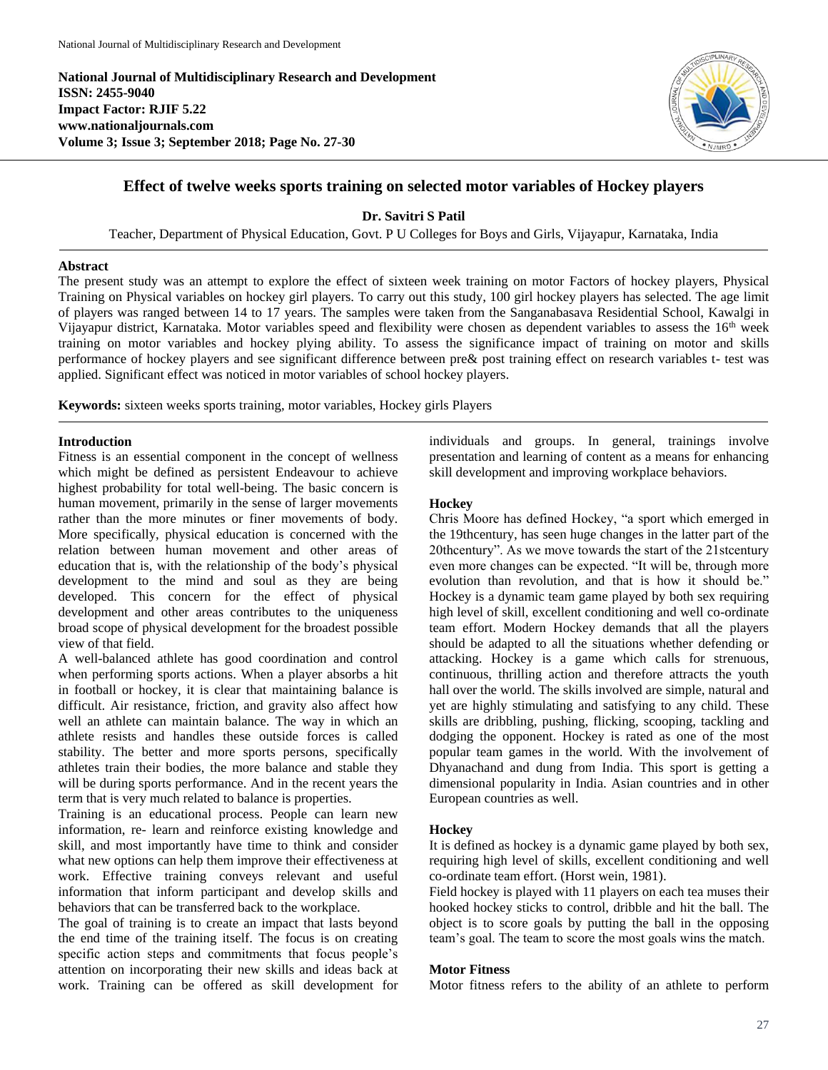**National Journal of Multidisciplinary Research and Development**
**ISSN: 2455-9040**
**Impact Factor: RJIF 5.22**
**www.nationaljournals.com**
**Volume 3; Issue 3; September 2018; Page No. 27-30**

# Effect of twelve weeks sports training on selected motor variables of Hockey players

**Dr. Savitri S Patil**

Teacher, Department of Physical Education, Govt. P U Colleges for Boys and Girls, Vijayapur, Karnataka, India

## Abstract

The present study was an attempt to explore the effect of sixteen week training on motor Factors of hockey players, Physical Training on Physical variables on hockey girl players. To carry out this study, 100 girl hockey players has selected. The age limit of players was ranged between 14 to 17 years. The samples were taken from the Sanganabasava Residential School, Kawalgi in Vijayapur district, Karnataka. Motor variables speed and flexibility were chosen as dependent variables to assess the 16th week training on motor variables and hockey plying ability. To assess the significance impact of training on motor and skills performance of hockey players and see significant difference between pre& post training effect on research variables t- test was applied. Significant effect was noticed in motor variables of school hockey players.

**Keywords:** sixteen weeks sports training, motor variables, Hockey girls Players

## Introduction

Fitness is an essential component in the concept of wellness which might be defined as persistent Endeavour to achieve highest probability for total well-being. The basic concern is human movement, primarily in the sense of larger movements rather than the more minutes or finer movements of body. More specifically, physical education is concerned with the relation between human movement and other areas of education that is, with the relationship of the body's physical development to the mind and soul as they are being developed. This concern for the effect of physical development and other areas contributes to the uniqueness broad scope of physical development for the broadest possible view of that field.

A well-balanced athlete has good coordination and control when performing sports actions. When a player absorbs a hit in football or hockey, it is clear that maintaining balance is difficult. Air resistance, friction, and gravity also affect how well an athlete can maintain balance. The way in which an athlete resists and handles these outside forces is called stability. The better and more sports persons, specifically athletes train their bodies, the more balance and stable they will be during sports performance. And in the recent years the term that is very much related to balance is properties.

Training is an educational process. People can learn new information, re- learn and reinforce existing knowledge and skill, and most importantly have time to think and consider what new options can help them improve their effectiveness at work. Effective training conveys relevant and useful information that inform participant and develop skills and behaviors that can be transferred back to the workplace.

The goal of training is to create an impact that lasts beyond the end time of the training itself. The focus is on creating specific action steps and commitments that focus people's attention on incorporating their new skills and ideas back at work. Training can be offered as skill development for individuals and groups. In general, trainings involve presentation and learning of content as a means for enhancing skill development and improving workplace behaviors.

### Hockey

Chris Moore has defined Hockey, "a sport which emerged in the 19thcentury, has seen huge changes in the latter part of the 20thcentury". As we move towards the start of the 21stcentury even more changes can be expected. "It will be, through more evolution than revolution, and that is how it should be." Hockey is a dynamic team game played by both sex requiring high level of skill, excellent conditioning and well co-ordinate team effort. Modern Hockey demands that all the players should be adapted to all the situations whether defending or attacking. Hockey is a game which calls for strenuous, continuous, thrilling action and therefore attracts the youth hall over the world. The skills involved are simple, natural and yet are highly stimulating and satisfying to any child. These skills are dribbling, pushing, flicking, scooping, tackling and dodging the opponent. Hockey is rated as one of the most popular team games in the world. With the involvement of Dhyanachand and dung from India. This sport is getting a dimensional popularity in India. Asian countries and in other European countries as well.

### Hockey

It is defined as hockey is a dynamic game played by both sex, requiring high level of skills, excellent conditioning and well co-ordinate team effort. (Horst wein, 1981).

Field hockey is played with 11 players on each tea muses their hooked hockey sticks to control, dribble and hit the ball. The object is to score goals by putting the ball in the opposing team's goal. The team to score the most goals wins the match.

### Motor Fitness

Motor fitness refers to the ability of an athlete to perform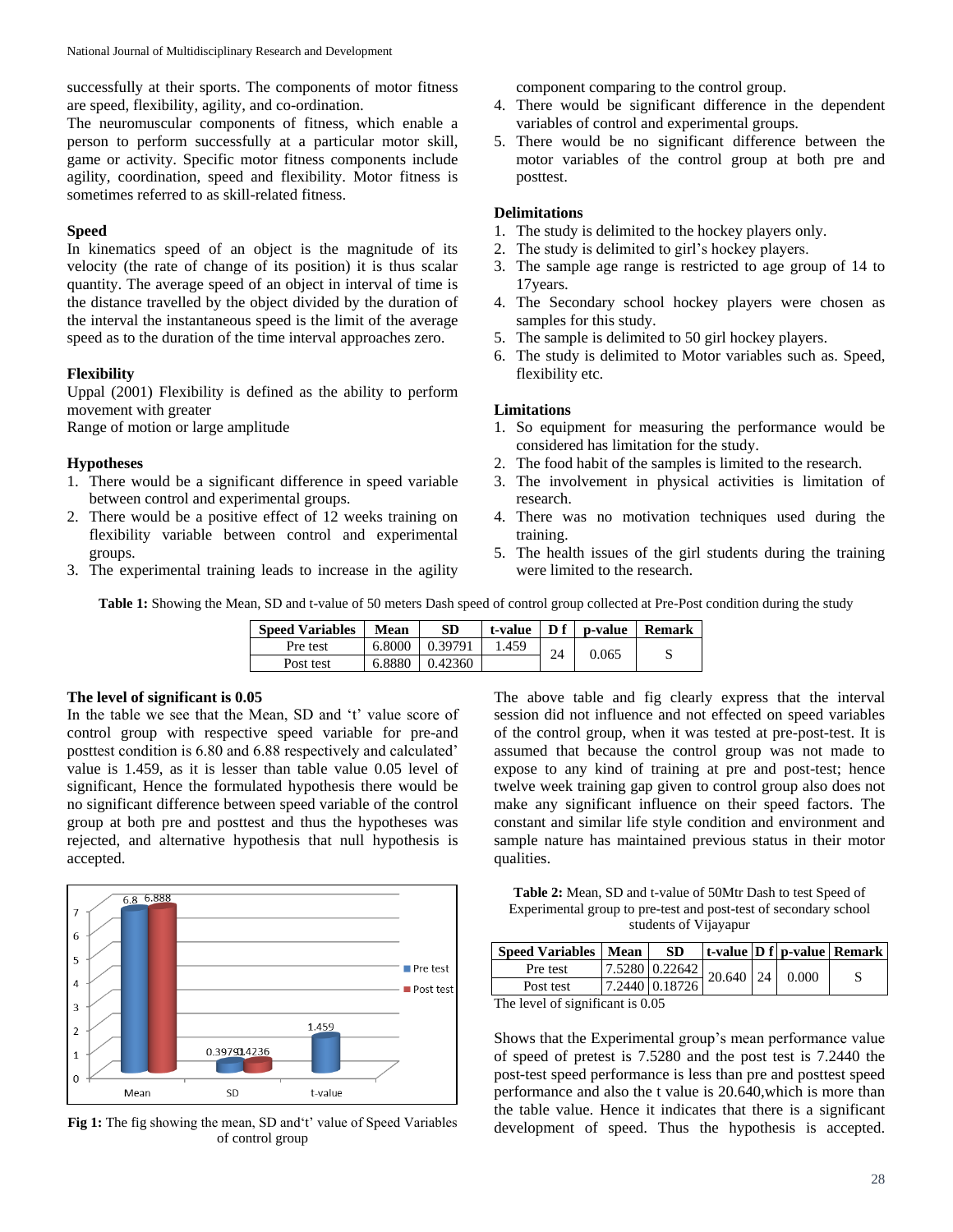successfully at their sports. The components of motor fitness are speed, flexibility, agility, and co-ordination.

The neuromuscular components of fitness, which enable a person to perform successfully at a particular motor skill, game or activity. Specific motor fitness components include agility, coordination, speed and flexibility. Motor fitness is sometimes referred to as skill-related fitness.

### Speed

In kinematics speed of an object is the magnitude of its velocity (the rate of change of its position) it is thus scalar quantity. The average speed of an object in interval of time is the distance travelled by the object divided by the duration of the interval the instantaneous speed is the limit of the average speed as to the duration of the time interval approaches zero.

### Flexibility

Uppal (2001) Flexibility is defined as the ability to perform movement with greater

Range of motion or large amplitude

### Hypotheses

1. There would be a significant difference in speed variable between control and experimental groups.
2. There would be a positive effect of 12 weeks training on flexibility variable between control and experimental groups.
3. The experimental training leads to increase in the agility component comparing to the control group.
4. There would be significant difference in the dependent variables of control and experimental groups.
5. There would be no significant difference between the motor variables of the control group at both pre and posttest.

### Delimitations

1. The study is delimited to the hockey players only.
2. The study is delimited to girl's hockey players.
3. The sample age range is restricted to age group of 14 to 17years.
4. The Secondary school hockey players were chosen as samples for this study.
5. The sample is delimited to 50 girl hockey players.
6. The study is delimited to Motor variables such as. Speed, flexibility etc.

### Limitations

1. So equipment for measuring the performance would be considered has limitation for the study.
2. The food habit of the samples is limited to the research.
3. The involvement in physical activities is limitation of research.
4. There was no motivation techniques used during the training.
5. The health issues of the girl students during the training were limited to the research.

**Table 1:** Showing the Mean, SD and t-value of 50 meters Dash speed of control group collected at Pre-Post condition during the study

| Speed Variables | Mean | SD | t-value | D f | p-value | Remark |
|---|---|---|---|---|---|---|
| Pre test | 6.8000 | 0.39791 | 1.459 | 24 | 0.065 | S |
| Post test | 6.8880 | 0.42360 | | | | |

**The level of significant is 0.05**

In the table we see that the Mean, SD and 't' value score of control group with respective speed variable for pre-and posttest condition is 6.80 and 6.88 respectively and calculated' value is 1.459, as it is lesser than table value 0.05 level of significant, Hence the formulated hypothesis there would be no significant difference between speed variable of the control group at both pre and posttest and thus the hypotheses was rejected, and alternative hypothesis that null hypothesis is accepted.

**Fig 1:** The fig showing the mean, SD and't' value of Speed Variables of control group

The above table and fig clearly express that the interval session did not influence and not effected on speed variables of the control group, when it was tested at pre-post-test. It is assumed that because the control group was not made to expose to any kind of training at pre and post-test; hence twelve week training gap given to control group also does not make any significant influence on their speed factors. The constant and similar life style condition and environment and sample nature has maintained previous status in their motor qualities.

**Table 2:** Mean, SD and t-value of 50Mtr Dash to test Speed of Experimental group to pre-test and post-test of secondary school students of Vijayapur

| Speed Variables | Mean | SD | t-value | D f | p-value | Remark |
|---|---|---|---|---|---|---|
| Pre test | 7.5280 | 0.22642 | 20.640 | 24 | 0.000 | S |
| Post test | 7.2440 | 0.18726 | | | | |

The level of significant is 0.05

Shows that the Experimental group's mean performance value of speed of pretest is 7.5280 and the post test is 7.2440 the post-test speed performance is less than pre and posttest speed performance and also the t value is 20.640,which is more than the table value. Hence it indicates that there is a significant development of speed. Thus the hypothesis is accepted.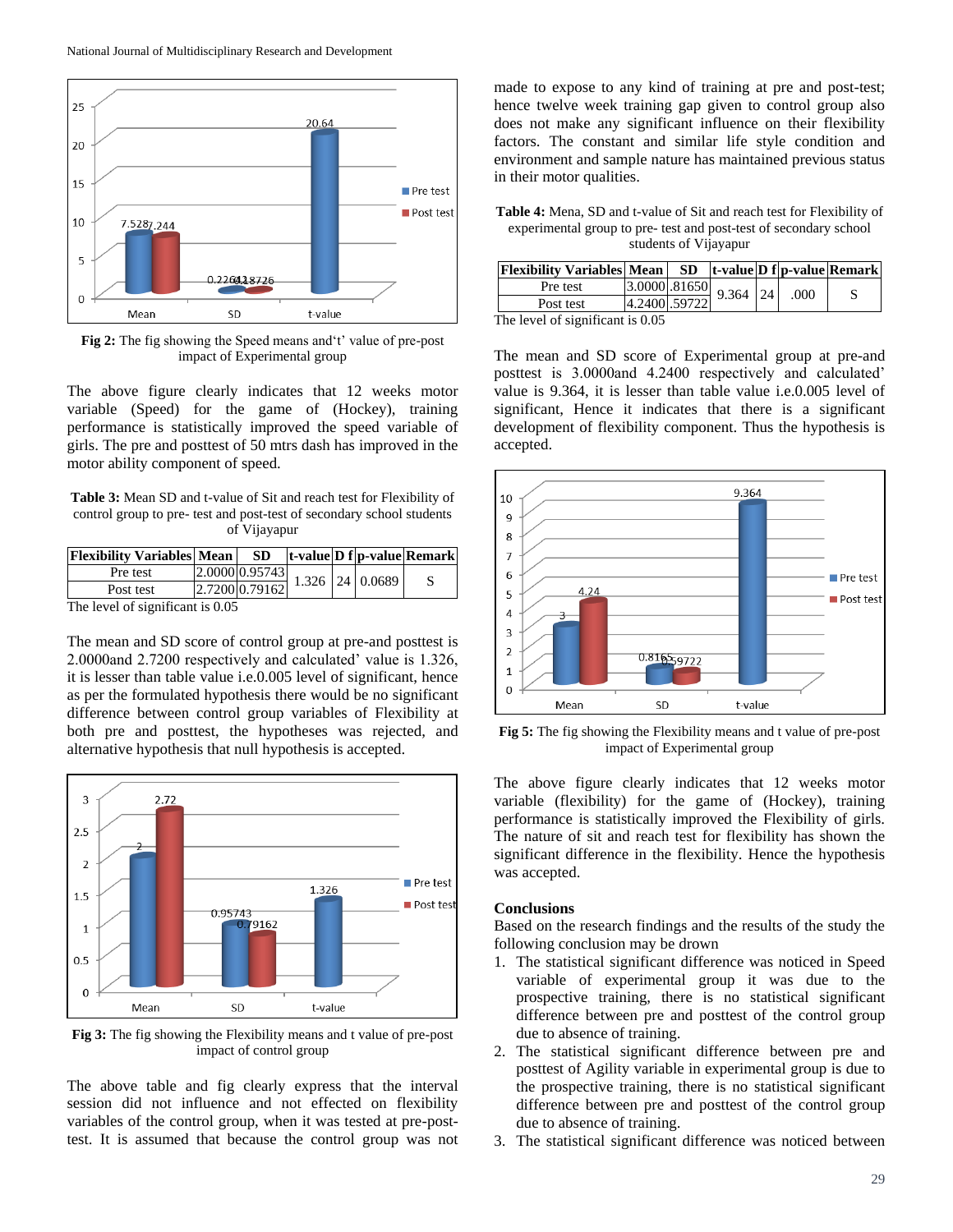Fig 2: The fig showing the Speed means and't' value of pre-post impact of Experimental group

The above figure clearly indicates that 12 weeks motor variable (Speed) for the game of (Hockey), training performance is statistically improved the speed variable of girls. The pre and posttest of 50 mtrs dash has improved in the motor ability component of speed.

**Table 3:** Mean SD and t-value of Sit and reach test for Flexibility of control group to pre- test and post-test of secondary school students of Vijayapur

| Flexibility Variables | Mean | SD | t-value | D f | p-value | Remark |
|---|---|---|---|---|---|---|
| Pre test | 2.0000 | 0.95743 | 1.326 | 24 | 0.0689 | S |
| Post test | 2.7200 | 0.79162 | | | | |

The level of significant is 0.05

The mean and SD score of control group at pre-and posttest is 2.0000and 2.7200 respectively and calculated' value is 1.326, it is lesser than table value i.e.0.005 level of significant, hence as per the formulated hypothesis there would be no significant difference between control group variables of Flexibility at both pre and posttest, the hypotheses was rejected, and alternative hypothesis that null hypothesis is accepted.

Fig 3: The fig showing the Flexibility means and t value of pre-post impact of control group

The above table and fig clearly express that the interval session did not influence and not effected on flexibility variables of the control group, when it was tested at pre-post-test. It is assumed that because the control group was not made to expose to any kind of training at pre and post-test; hence twelve week training gap given to control group also does not make any significant influence on their flexibility factors. The constant and similar life style condition and environment and sample nature has maintained previous status in their motor qualities.

**Table 4:** Mena, SD and t-value of Sit and reach test for Flexibility of experimental group to pre- test and post-test of secondary school students of Vijayapur

| Flexibility Variables | Mean | SD | t-value | D f | p-value | Remark |
|---|---|---|---|---|---|---|
| Pre test | 3.0000 | .81650 | 9.364 | 24 | .000 | S |
| Post test | 4.2400 | .59722 | | | | |

The level of significant is 0.05

The mean and SD score of Experimental group at pre-and posttest is 3.0000and 4.2400 respectively and calculated' value is 9.364, it is lesser than table value i.e.0.005 level of significant, Hence it indicates that there is a significant development of flexibility component. Thus the hypothesis is accepted.

Fig 5: The fig showing the Flexibility means and t value of pre-post impact of Experimental group

The above figure clearly indicates that 12 weeks motor variable (flexibility) for the game of (Hockey), training performance is statistically improved the Flexibility of girls. The nature of sit and reach test for flexibility has shown the significant difference in the flexibility. Hence the hypothesis was accepted.

## Conclusions

Based on the research findings and the results of the study the following conclusion may be drown

1. The statistical significant difference was noticed in Speed variable of experimental group it was due to the prospective training, there is no statistical significant difference between pre and posttest of the control group due to absence of training.
2. The statistical significant difference between pre and posttest of Agility variable in experimental group is due to the prospective training, there is no statistical significant difference between pre and posttest of the control group due to absence of training.
3. The statistical significant difference was noticed between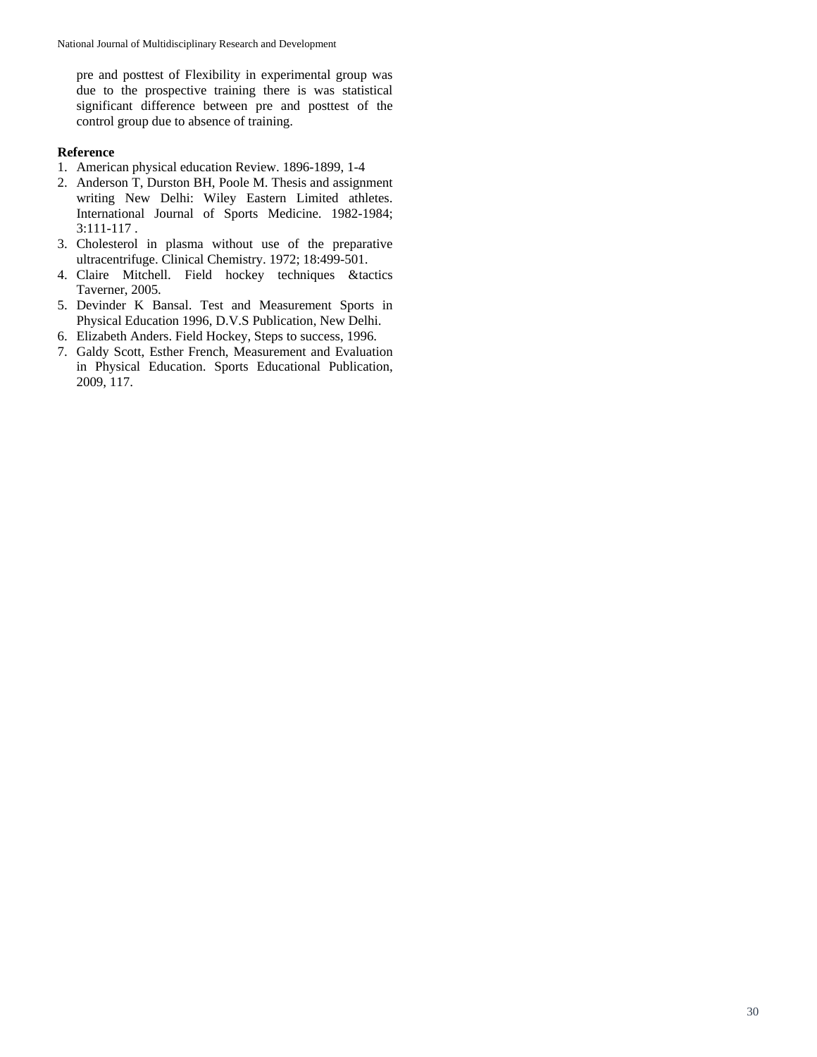pre and posttest of Flexibility in experimental group was due to the prospective training there is was statistical significant difference between pre and posttest of the control group due to absence of training.

## Reference

1. American physical education Review. 1896-1899, 1-4
2. Anderson T, Durston BH, Poole M. Thesis and assignment writing New Delhi: Wiley Eastern Limited athletes. International Journal of Sports Medicine. 1982-1984; 3:111-117 .
3. Cholesterol in plasma without use of the preparative ultracentrifuge. Clinical Chemistry. 1972; 18:499-501.
4. Claire Mitchell. Field hockey techniques &tactics Taverner, 2005.
5. Devinder K Bansal. Test and Measurement Sports in Physical Education 1996, D.V.S Publication, New Delhi.
6. Elizabeth Anders. Field Hockey, Steps to success, 1996.
7. Galdy Scott, Esther French, Measurement and Evaluation in Physical Education. Sports Educational Publication, 2009, 117.